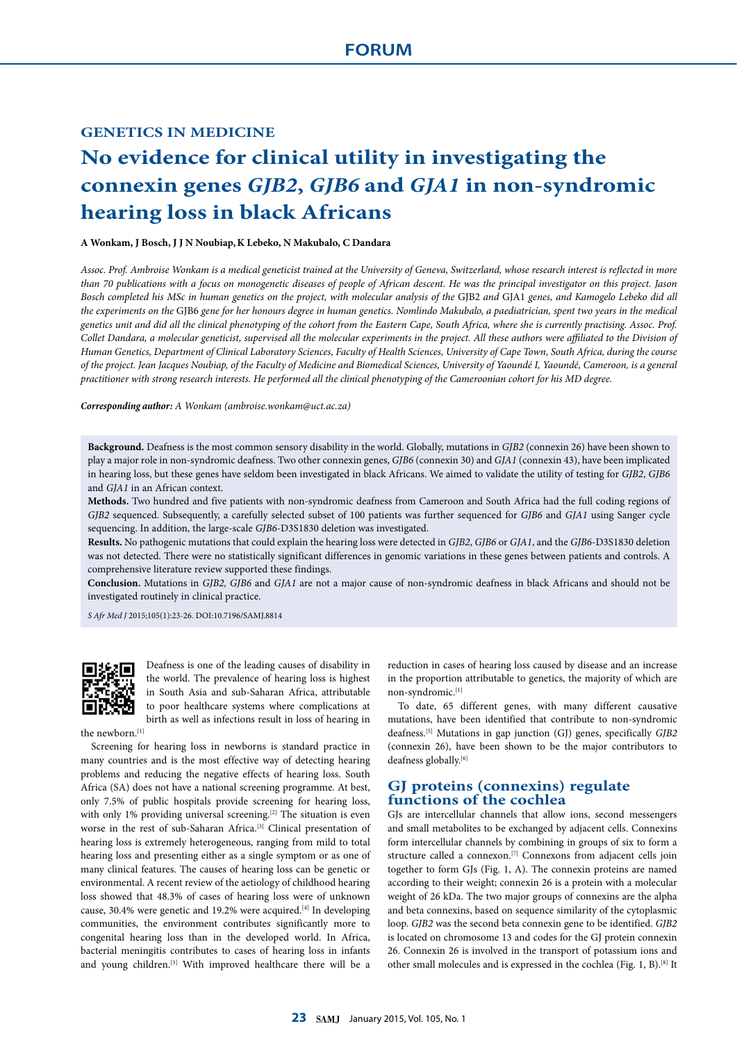FORUM

GENETICS IN MEDICINE

# No evidence for clinical utility in investigating the connexin genes *GJB2*, *GJB6* and *GJA1* in non-syndromic hearing loss in black Africans

**A Wonkam, J Bosch, J J N Noubiap, K Lebeko, N Makubalo, C Dandara**

*Assoc. Prof. Ambroise Wonkam is a medical geneticist trained at the University of Geneva, Switzerland, whose research interest is reflected in more than 70 publications with a focus on monogenetic diseases of people of African descent. He was the principal investigator on this project. Jason Bosch completed his MSc in human genetics on the project, with molecular analysis of the* GJB2 *and* GJA1 *genes, and Kamogelo Lebeko did all the experiments on the* GJB6 *gene for her honours degree in human genetics. Nomlindo Makubalo, a paediatrician, spent two years in the medical genetics unit and did all the clinical phenotyping of the cohort from the Eastern Cape, South Africa, where she is currently practising. Assoc. Prof. Collet Dandara, a molecular geneticist, supervised all the molecular experiments in the project. All these authors were affiliated to the Division of Human Genetics, Department of Clinical Laboratory Sciences, Faculty of Health Sciences, University of Cape Town, South Africa, during the course of the project. Jean Jacques Noubiap, of the Faculty of Medicine and Biomedical Sciences, University of Yaoundé I, Yaoundé, Cameroon, is a general practitioner with strong research interests. He performed all the clinical phenotyping of the Cameroonian cohort for his MD degree.*

***Corresponding author:*** *A Wonkam (ambroise.wonkam@uct.ac.za)*

**Background.** Deafness is the most common sensory disability in the world. Globally, mutations in *GJB2* (connexin 26) have been shown to play a major role in non-syndromic deafness. Two other connexin genes, *GJB6* (connexin 30) and *GJA1* (connexin 43), have been implicated in hearing loss, but these genes have seldom been investigated in black Africans. We aimed to validate the utility of testing for *GJB2*, *GJB6* and *GJA1* in an African context.

**Methods.** Two hundred and five patients with non-syndromic deafness from Cameroon and South Africa had the full coding regions of *GJB2* sequenced. Subsequently, a carefully selected subset of 100 patients was further sequenced for *GJB6* and *GJA1* using Sanger cycle sequencing. In addition, the large-scale *GJB6*-D3S1830 deletion was investigated.

**Results.** No pathogenic mutations that could explain the hearing loss were detected in *GJB2*, *GJB6* or *GJA1*, and the *GJB6*-D3S1830 deletion was not detected. There were no statistically significant differences in genomic variations in these genes between patients and controls. A comprehensive literature review supported these findings.

**Conclusion.** Mutations in *GJB2, GJB6* and *GJA1* are not a major cause of non-syndromic deafness in black Africans and should not be investigated routinely in clinical practice.

*S Afr Med J* 2015;105(1):23-26. DOI:10.7196/SAMJ.8814

Deafness is one of the leading causes of disability in the world. The prevalence of hearing loss is highest in South Asia and sub-Saharan Africa, attributable to poor healthcare systems where complications at birth as well as infections result in loss of hearing in the newborn.[1]

Screening for hearing loss in newborns is standard practice in many countries and is the most effective way of detecting hearing problems and reducing the negative effects of hearing loss. South Africa (SA) does not have a national screening programme. At best, only 7.5% of public hospitals provide screening for hearing loss, with only 1% providing universal screening.[2] The situation is even worse in the rest of sub-Saharan Africa.[3] Clinical presentation of hearing loss is extremely heterogeneous, ranging from mild to total hearing loss and presenting either as a single symptom or as one of many clinical features. The causes of hearing loss can be genetic or environmental. A recent review of the aetiology of childhood hearing loss showed that 48.3% of cases of hearing loss were of unknown cause, 30.4% were genetic and 19.2% were acquired.[4] In developing communities, the environment contributes significantly more to congenital hearing loss than in the developed world. In Africa, bacterial meningitis contributes to cases of hearing loss in infants and young children.[3] With improved healthcare there will be a reduction in cases of hearing loss caused by disease and an increase in the proportion attributable to genetics, the majority of which are non-syndromic.[1]

To date, 65 different genes, with many different causative mutations, have been identified that contribute to non-syndromic deafness.[5] Mutations in gap junction (GJ) genes, specifically *GJB2* (connexin 26), have been shown to be the major contributors to deafness globally.[6]

## GJ proteins (connexins) regulate functions of the cochlea

GJs are intercellular channels that allow ions, second messengers and small metabolites to be exchanged by adjacent cells. Connexins form intercellular channels by combining in groups of six to form a structure called a connexon.[7] Connexons from adjacent cells join together to form GJs (Fig. 1, A). The connexin proteins are named according to their weight; connexin 26 is a protein with a molecular weight of 26 kDa. The two major groups of connexins are the alpha and beta connexins, based on sequence similarity of the cytoplasmic loop. *GJB2* was the second beta connexin gene to be identified. *GJB2* is located on chromosome 13 and codes for the GJ protein connexin 26. Connexin 26 is involved in the transport of potassium ions and other small molecules and is expressed in the cochlea (Fig. 1, B).[8] It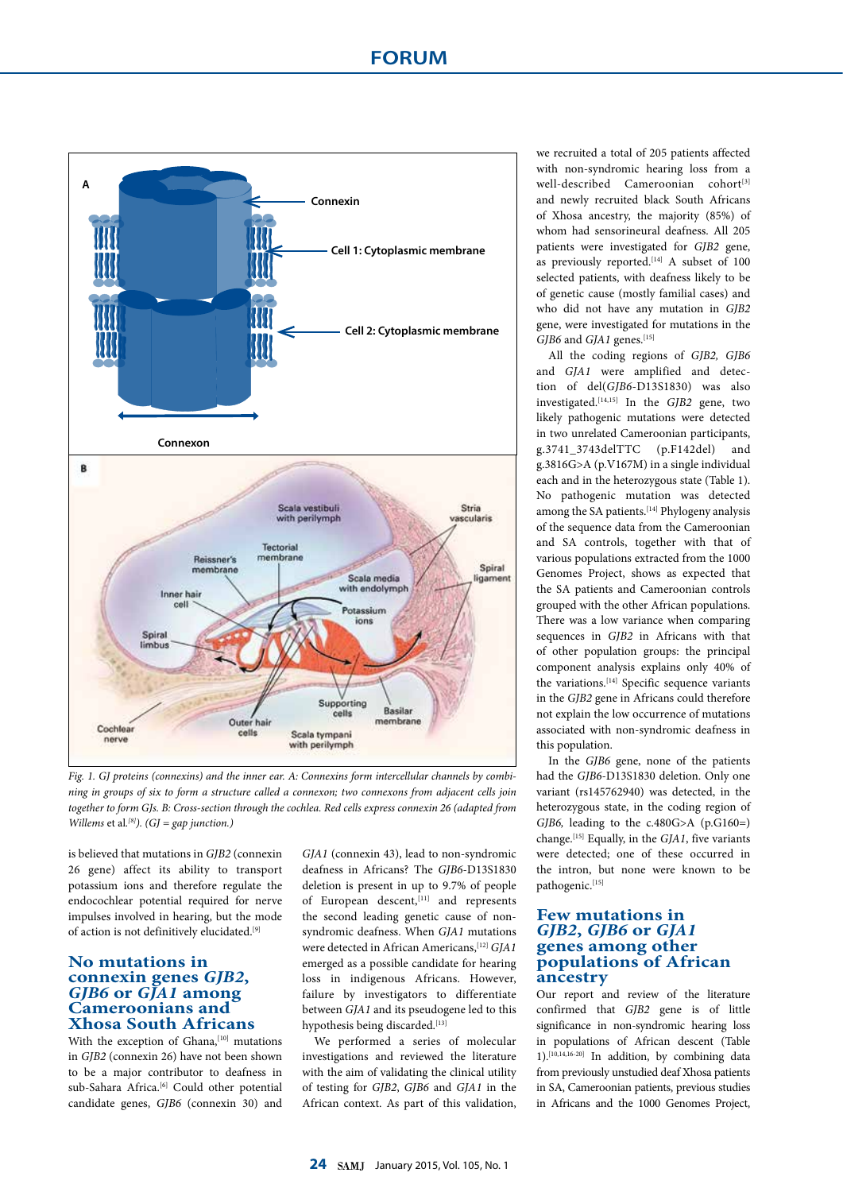A

Connexin

Cell 1: Cytoplasmic membrane

Cell 2: Cytoplasmic membrane

Connexon

B

Scala vestibuli with perilymph

Stria vascularis

Tectorial membrane

Reissner's membrane

Spiral ligament

Scala media with endolymph

Inner hair cell

Potassium ions

Spiral limbus

Supporting cells

Basilar membrane

Outer hair cells

Cochlear nerve

Scala tympani with perilymph

*Fig. 1. GJ proteins (connexins) and the inner ear. A: Connexins form intercellular channels by combining in groups of six to form a structure called a connexon; two connexons from adjacent cells join together to form GJs. B: Cross-section through the cochlea. Red cells express connexin 26 (adapted from Willems* et al.*[8]). (GJ = gap junction.)*

is believed that mutations in *GJB2* (connexin 26 gene) affect its ability to transport potassium ions and therefore regulate the endocochlear potential required for nerve impulses involved in hearing, but the mode of action is not definitively elucidated.[9]

## No mutations in connexin genes *GJB2*, *GJB6* or *GJA1* among Cameroonians and Xhosa South Africans

With the exception of Ghana,[10] mutations in *GJB2* (connexin 26) have not been shown to be a major contributor to deafness in sub-Sahara Africa.[6] Could other potential candidate genes, *GJB6* (connexin 30) and *GJA1* (connexin 43), lead to non-syndromic deafness in Africans? The *GJB6*-D13S1830 deletion is present in up to 9.7% of people of European descent,[11] and represents the second leading genetic cause of non-syndromic deafness. When *GJA1* mutations were detected in African Americans,[12] *GJA1* emerged as a possible candidate for hearing loss in indigenous Africans. However, failure by investigators to differentiate between *GJA1* and its pseudogene led to this hypothesis being discarded.[13]

We performed a series of molecular investigations and reviewed the literature with the aim of validating the clinical utility of testing for *GJB2*, *GJB6* and *GJA1* in the African context. As part of this validation, we recruited a total of 205 patients affected with non-syndromic hearing loss from a well-described Cameroonian cohort[3] and newly recruited black South Africans of Xhosa ancestry, the majority (85%) of whom had sensorineural deafness. All 205 patients were investigated for *GJB2* gene, as previously reported.[14] A subset of 100 selected patients, with deafness likely to be of genetic cause (mostly familial cases) and who did not have any mutation in *GJB2* gene, were investigated for mutations in the *GJB6* and *GJA1* genes.[15]

All the coding regions of *GJB2*, *GJB6* and *GJA1* were amplified and detection of del(*GJB6*-D13S1830) was also investigated.[14,15] In the *GJB2* gene, two likely pathogenic mutations were detected in two unrelated Cameroonian participants, g.3741_3743delTTC (p.F142del) and g.3816G>A (p.V167M) in a single individual each and in the heterozygous state (Table 1). No pathogenic mutation was detected among the SA patients.[14] Phylogeny analysis of the sequence data from the Cameroonian and SA controls, together with that of various populations extracted from the 1000 Genomes Project, shows as expected that the SA patients and Cameroonian controls grouped with the other African populations. There was a low variance when comparing sequences in *GJB2* in Africans with that of other population groups: the principal component analysis explains only 40% of the variations.[14] Specific sequence variants in the *GJB2* gene in Africans could therefore not explain the low occurrence of mutations associated with non-syndromic deafness in this population.

In the *GJB6* gene, none of the patients had the *GJB6*-D13S1830 deletion. Only one variant (rs145762940) was detected, in the heterozygous state, in the coding region of *GJB6*, leading to the c.480G>A (p.G160=) change.[15] Equally, in the *GJA1*, five variants were detected; one of these occurred in the intron, but none were known to be pathogenic.[15]

## Few mutations in *GJB2*, *GJB6* or *GJA1* genes among other populations of African ancestry

Our report and review of the literature confirmed that *GJB2* gene is of little significance in non-syndromic hearing loss in populations of African descent (Table 1).[10,14,16-20] In addition, by combining data from previously unstudied deaf Xhosa patients in SA, Cameroonian patients, previous studies in Africans and the 1000 Genomes Project,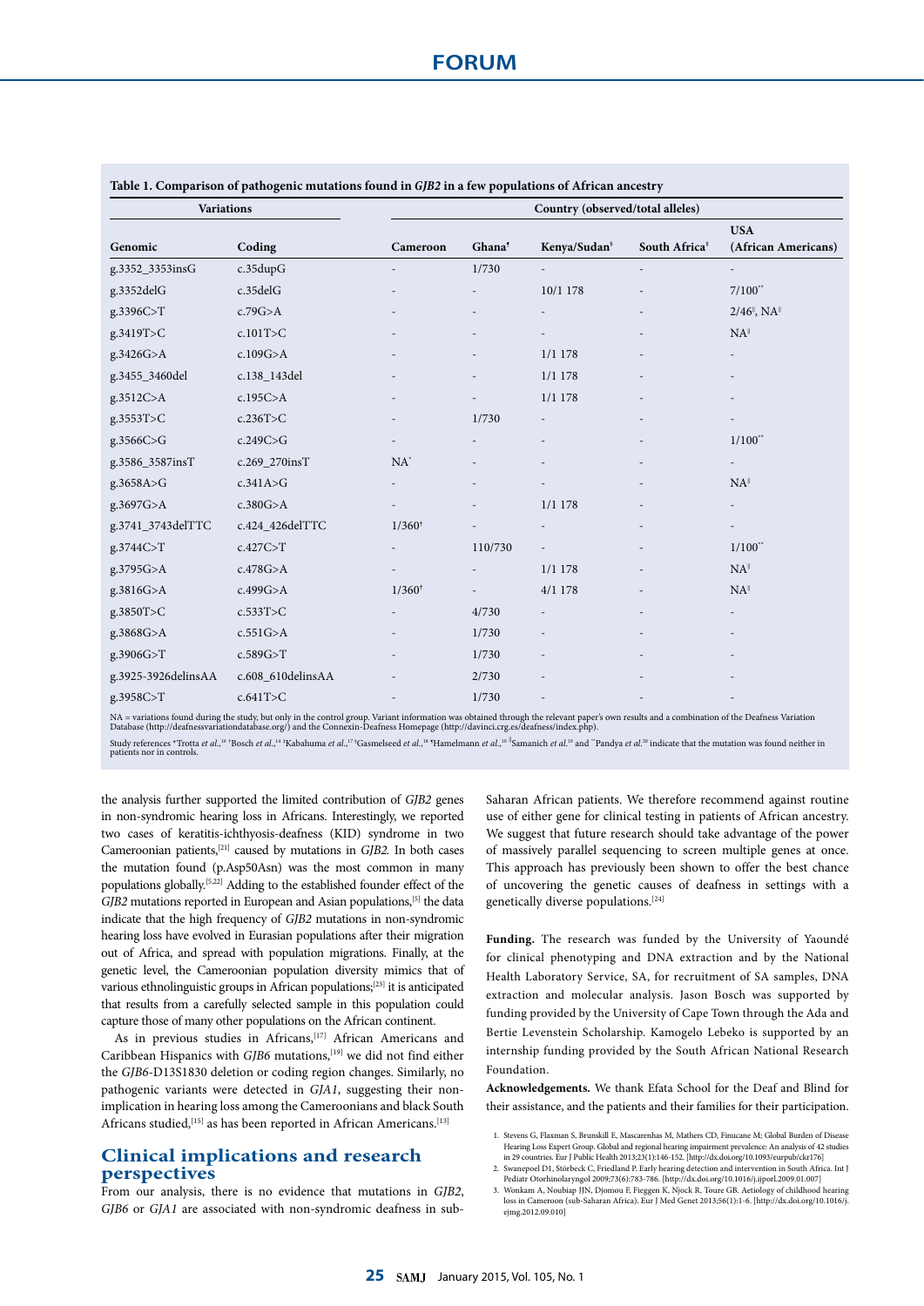**Table 1. Comparison of pathogenic mutations found in *GJB2* in a few populations of African ancestry**

| Variations | | Country (observed/total alleles) | | | | |
|---|---|---|---|---|---|---|
| Genomic | Coding | Cameroon | Ghana[†] | Kenya/Sudan[§] | South Africa[‡] | USA (African Americans) |
| g.3352_3353insG | c.35dupG | - | 1/730 | - | - | - |
| g.3352delG | c.35delG | - | - | 10/1 178 | - | 7/100[**] |
| g.3396C>T | c.79G>A | - | - | - | - | 2/46[‖], NA[‖] |
| g.3419T>C | c.101T>C | - | - | - | - | NA[‖] |
| g.3426G>A | c.109G>A | - | - | 1/1 178 | - | - |
| g.3455_3460del | c.138_143del | - | - | 1/1 178 | - | - |
| g.3512C>A | c.195C>A | - | - | 1/1 178 | - | - |
| g.3553T>C | c.236T>C | - | 1/730 | - | - | - |
| g.3566C>G | c.249C>G | - | - | - | - | 1/100[**] |
| g.3586_3587insT | c.269_270insT | NA[*] | - | - | - | - |
| g.3658A>G | c.341A>G | - | - | - | - | NA[‖] |
| g.3697G>A | c.380G>A | - | - | 1/1 178 | - | - |
| g.3741_3743delTTC | c.424_426delTTC | 1/360[†] | - | - | - | - |
| g.3744C>T | c.427C>T | - | 110/730 | - | - | 1/100[**] |
| g.3795G>A | c.478G>A | - | - | 1/1 178 | - | NA[‖] |
| g.3816G>A | c.499G>A | 1/360[†] | - | 4/1 178 | - | NA[‖] |
| g.3850T>C | c.533T>C | - | 4/730 | - | - | - |
| g.3868G>A | c.551G>A | - | 1/730 | - | - | - |
| g.3906G>T | c.589G>T | - | 1/730 | - | - | - |
| g.3925-3926delinsAA | c.608_610delinsAA | - | 2/730 | - | - | - |
| g.3958C>T | c.641T>C | - | 1/730 | - | - | - |

NA = variations found during the study, but only in the control group. Variant information was obtained through the relevant paper's own results and a combination of the Deafness Variation Database (http://deafnessvariationdatabase.org/) and the Connexin-Deafness Homepage (http://davinci.crg.es/deafness/index.php).

Study references *Trotta *et al.*,[16] †Bosch *et al.*,[14] ‡Kabahuma *et al.*,[17] §Gasmelseed *et al.*,[18] ¶Hamelmann *et al.*,[10] ‖Samanich *et al.*[19] and **Pandya *et al.*[20] indicate that the mutation was found neither in patients nor in controls.

the analysis further supported the limited contribution of *GJB2* genes in non-syndromic hearing loss in Africans. Interestingly, we reported two cases of keratitis-ichthyosis-deafness (KID) syndrome in two Cameroonian patients,[21] caused by mutations in *GJB2*. In both cases the mutation found (p.Asp50Asn) was the most common in many populations globally.[5,22] Adding to the established founder effect of the *GJB2* mutations reported in European and Asian populations,[5] the data indicate that the high frequency of *GJB2* mutations in non-syndromic hearing loss have evolved in Eurasian populations after their migration out of Africa, and spread with population migrations. Finally, at the genetic level, the Cameroonian population diversity mimics that of various ethnolinguistic groups in African populations;[23] it is anticipated that results from a carefully selected sample in this population could capture those of many other populations on the African continent.

As in previous studies in Africans,[17] African Americans and Caribbean Hispanics with *GJB6* mutations,[19] we did not find either the *GJB6*-D13S1830 deletion or coding region changes. Similarly, no pathogenic variants were detected in *GJA1*, suggesting their non-implication in hearing loss among the Cameroonians and black South Africans studied,[15] as has been reported in African Americans.[13]

## Clinical implications and research perspectives

From our analysis, there is no evidence that mutations in *GJB2*, *GJB6* or *GJA1* are associated with non-syndromic deafness in sub-Saharan African patients. We therefore recommend against routine use of either gene for clinical testing in patients of African ancestry. We suggest that future research should take advantage of the power of massively parallel sequencing to screen multiple genes at once. This approach has previously been shown to offer the best chance of uncovering the genetic causes of deafness in settings with a genetically diverse populations.[24]

**Funding.** The research was funded by the University of Yaoundé for clinical phenotyping and DNA extraction and by the National Health Laboratory Service, SA, for recruitment of SA samples, DNA extraction and molecular analysis. Jason Bosch was supported by funding provided by the University of Cape Town through the Ada and Bertie Levenstein Scholarship. Kamogelo Lebeko is supported by an internship funding provided by the South African National Research Foundation.

**Acknowledgements.** We thank Efata School for the Deaf and Blind for their assistance, and the patients and their families for their participation.

1. Stevens G, Flaxman S, Brunskill E, Mascarenhas M, Mathers CD, Finucane M; Global Burden of Disease Hearing Loss Expert Group. Global and regional hearing impairment prevalence: An analysis of 42 studies in 29 countries. Eur J Public Health 2013;23(1):146-152. [http://dx.doi.org/10.1093/eurpub/ckr176]
2. Swanepoel D1, Störbeck C, Friedland P. Early hearing detection and intervention in South Africa. Int J Pediatr Otorhinolaryngol 2009;73(6):783-786. [http://dx.doi.org/10.1016/j.ijporl.2009.01.007]
3. Wonkam A, Noubiap JJN, Djomou F, Fieggen K, Njock R, Toure GB. Aetiology of childhood hearing loss in Cameroon (sub-Saharan Africa). Eur J Med Genet 2013;56(1):1-6. [http://dx.doi.org/10.1016/j.ejmg.2012.09.010]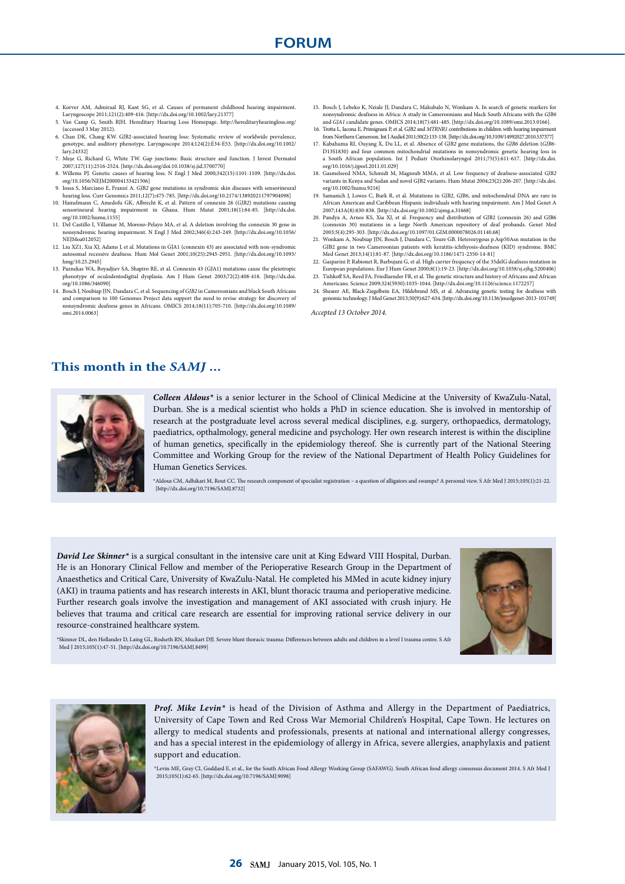4. Korver AM, Admiraal RJ, Kant SG, et al. Causes of permanent childhood hearing impairment. Laryngoscope 2011;121(2):409-416. [http://dx.doi.org/10.1002/lary.21377]
5. Van Camp G, Smith RJH. Hereditary Hearing Loss Homepage. http://hereditaryhearingloss.org/ (accessed 3 May 2012).
6. Chan DK, Chang KW. GJB2-associated hearing loss: Systematic review of worldwide prevalence, genotype, and auditory phenotype. Laryngoscope 2014;124(2):E34-E53. [http://dx.doi.org/10.1002/lary.24332]
7. Meşe G, Richard G, White TW. Gap junctions: Basic structure and function. J Invest Dermatol 2007;127(11):2516-2524. [http://dx.doi.org/doi:10.1038/sj.jid.5700770]
8. Willems PJ. Genetic causes of hearing loss. N Engl J Med 2000;342(15):1101-1109. [http://dx.doi.org/10.1056/NEJM200004133421506]
9. Iossa S, Marciano E, Franzé A. *GJB2* gene mutations in syndromic skin diseases with sensorineural hearing loss. Curr Genomics 2011;12(7):475-785. [http://dx.doi.org/10.2174/138920211797904098]
10. Hamelmann C, Amedofu GK, Albrecht K, et al. Pattern of connexin 26 (*GJB2*) mutations causing sensorineural hearing impairment in Ghana. Hum Mutat 2001;18(1):84-85. [http://dx.doi.org/10.1002/humu.1155]
11. Del Castillo I, Villamar M, Moreno-Pelayo MA, et al. A deletion involving the connexin 30 gene in nonsyndromic hearing impairment. N Engl J Med 2002;346(4):243-249. [http://dx.doi.org/10.1056/NEJMoa012052]
12. Liu XZ1, Xia XJ, Adams J, et al. Mutations in GJA1 (connexin 43) are associated with non-syndromic autosomal recessive deafness. Hum Mol Genet 2001;10(25):2945-2951. [http://dx.doi.org/10.1093/hmg/10.25.2945]
13. Paznekas WA, Boyadjiev SA, Shapiro RE, et al. Connexin 43 (GJA1) mutations cause the pleiotropic phenotype of oculodentodigital dysplasia. Am J Hum Genet 2003;72(2):408-418. [http://dx.doi.org/10.1086/346090]
14. Bosch J, Noubiap JJN, Dandara C, et al. Sequencing of *GJB2* in Cameroonians and black South Africans and comparison to 100 Genomes Project data support the need to revise strategy for discovery of nonsyndromic deafness genes in Africans. OMICS 2014;18(11):705-710. [http://dx.doi.org/10.1089/omi.2014.0063]
15. Bosch J, Lebeko K, Nziale JJ, Dandara C, Makubalo N, Wonkam A. In search of genetic markers for nonsyndromic deafness in Africa: A study in Cameroonians and black South Africans with the *GJB6* and *GJA1* candidate genes. OMICS 2014;18(7):481-485. [http://dx.doi.org/10.1089/omi.2013.0166].
16. Trotta L, Iacona E, Primignani P, et al. *GJB2* and *MTRNR1* contributions in children with hearing impairment from Northern Cameroon. Int J Audiol 2011;50(2):133-138. [http://dx.doi.org/10.3109/14992027.2010.537377]
17. Kabahuma RI, Ouyang X, Du LL, et al. Absence of *GJB2* gene mutations, the *GJB6* deletion (*GJB6*-D13S1830) and four common mitochondrial mutations in nonsyndromic genetic hearing loss in a South African population. Int J Pediatr Otorhinolaryngol 2011;75(5):611-617. [http://dx.doi.org/10.1016/j.ijporl.2011.01.029]
18. Gasmelseed NMA, Schmidt M, Magzoub MMA, et al. Low frequency of deafness-associated *GJB2* variants in Kenya and Sudan and novel GJB2 variants. Hum Mutat 2004;23(2):206-207. [http://dx.doi.org/10.1002/humu.9216]
19. Samanich J, Lowes C, Burk R, et al. Mutations in *GJB2*, *GJB6*, and mitochondrial DNA are rare in African American and Caribbean Hispanic individuals with hearing impairment. Am J Med Genet A 2007;143A(8):830-838. [http://dx.doi.org/10.1002/ajmg.a.31668]
20. Pandya A, Arnos KS, Xia XJ, et al. Frequency and distribution of GJB2 (connexin 26) and GJB6 (connexin 30) mutations in a large North American repository of deaf probands. Genet Med 2003;5(4):295-303. [http://dx.doi.org/10.1097/01.GIM.0000078026.01140.68]
21. Wonkam A, Noubiap JJN, Bosch J, Dandara C, Toure GB. Heterozygous p.Asp50Asn mutation in the GJB2 gene in two Cameroonian patients with keratitis-ichthyosis-deafness (KID) syndrome. BMC Med Genet 2013;14(1):81-87. [http://dx.doi.org/10.1186/1471-2350-14-81]
22. Gasparini P, Rabionet R, Barbujani G, et al. High carrier frequency of the 35delG deafness mutation in European populations. Eur J Hum Genet 2000;8(1):19-23. [http://dx.doi.org/10.1038/sj.ejhg.5200406]
23. Tishkoff SA, Reed FA, Friedlaender FR, et al. The genetic structure and history of Africans and African Americans. Science 2009;324(5930):1035-1044. [http://dx.doi.org/10.1126/science.1172257]
24. Shearer AE, Black-Ziegelbein EA, Hildebrand MS, et al. Advancing genetic testing for deafness with genomic technology. J Med Genet 2013;50(9):627-634. [http://dx.doi.org/10.1136/jmedgenet-2013-101749]

*Accepted 13 October 2014.*

## This month in the *SAMJ* ...

***Colleen Aldous**** is a senior lecturer in the School of Clinical Medicine at the University of KwaZulu-Natal, Durban. She is a medical scientist who holds a PhD in science education. She is involved in mentorship of research at the postgraduate level across several medical disciplines, e.g. surgery, orthopaedics, dermatology, paediatrics, opthalmology, general medicine and psychology. Her own research interest is within the discipline of human genetics, specifically in the epidemiology thereof. She is currently part of the National Steering Committee and Working Group for the review of the National Department of Health Policy Guidelines for Human Genetics Services.

*Aldous CM, Adhikari M, Rout CC. The research component of specialist registration – a question of alligators and swamps? A personal view. S Afr Med J 2015;105(1):21-22. [http://dx.doi.org/10.7196/SAMJ.8732]

***David Lee Skinner**** is a surgical consultant in the intensive care unit at King Edward VIII Hospital, Durban. He is an Honorary Clinical Fellow and member of the Perioperative Research Group in the Department of Anaesthetics and Critical Care, University of KwaZulu-Natal. He completed his MMed in acute kidney injury (AKI) in trauma patients and has research interests in AKI, blunt thoracic trauma and perioperative medicine. Further research goals involve the investigation and management of AKI associated with crush injury. He believes that trauma and critical care research are essential for improving rational service delivery in our resource-constrained healthcare system.

*Skinner DL, den Hollander D, Laing GL, Rodseth RN, Muckart DJJ. Severe blunt thoracic trauma: Differences between adults and children in a level I trauma centre. S Afr Med J 2015;105(1):47-51. [http://dx.doi.org/10.7196/SAMJ.8499]

***Prof. Mike Levin**** is head of the Division of Asthma and Allergy in the Department of Paediatrics, University of Cape Town and Red Cross War Memorial Children's Hospital, Cape Town. He lectures on allergy to medical students and professionals, presents at national and international allergy congresses, and has a special interest in the epidemiology of allergy in Africa, severe allergies, anaphylaxis and patient support and education.

*Levin ME, Gray CI, Goddard E, et al., for the South African Food Allergy Working Group (SAFAWG). South African food allergy consensus document 2014. S Afr Med J 2015;105(1):62-65. [http://dx.doi.org/10.7196/SAMJ.9098]